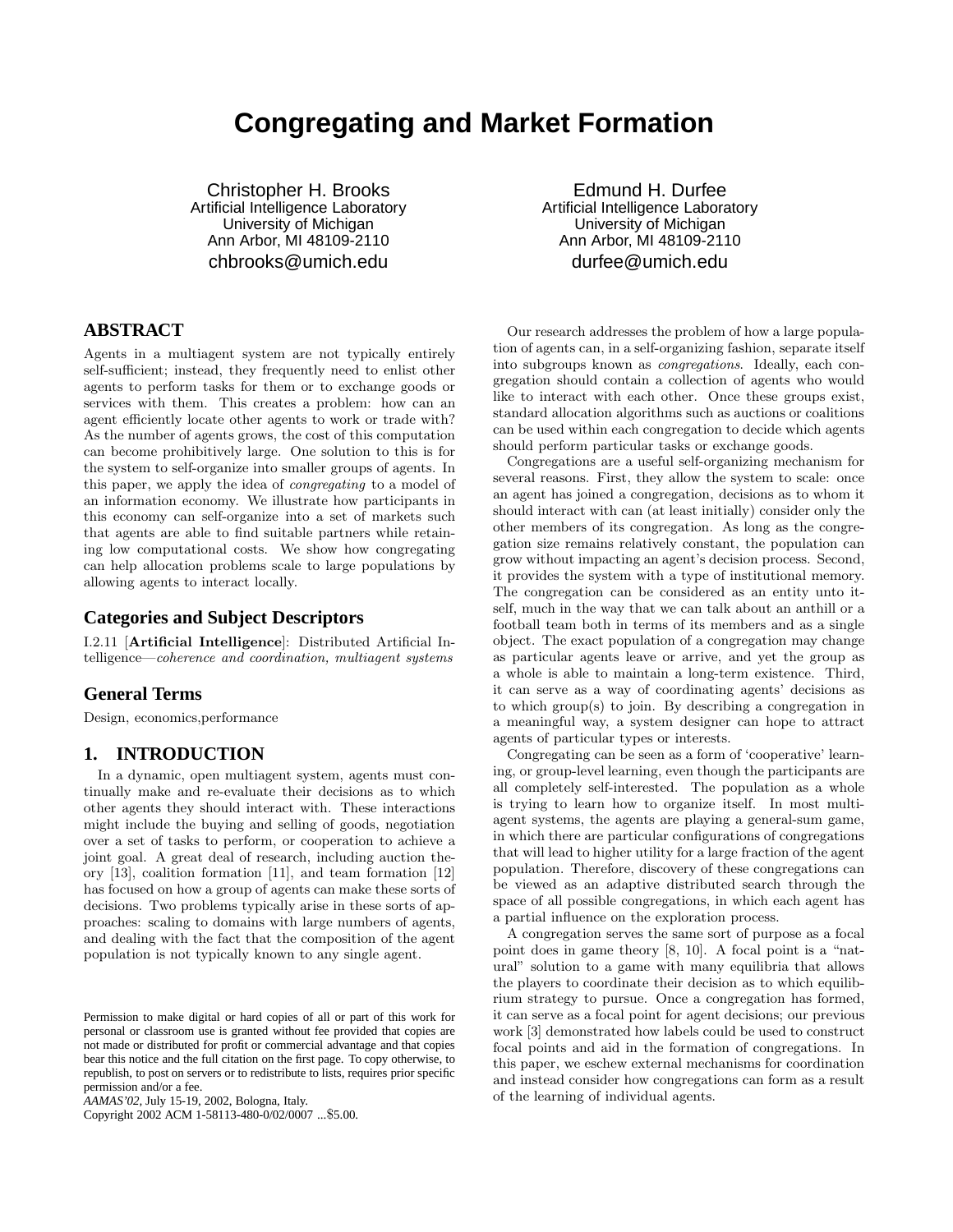# Congregating and Market Formation

Christopher H. Brooks
Artificial Intelligence Laboratory
University of Michigan
Ann Arbor, MI 48109-2110
chbrooks@umich.edu

Edmund H. Durfee
Artificial Intelligence Laboratory
University of Michigan
Ann Arbor, MI 48109-2110
durfee@umich.edu

## ABSTRACT

Agents in a multiagent system are not typically entirely self-sufficient; instead, they frequently need to enlist other agents to perform tasks for them or to exchange goods or services with them. This creates a problem: how can an agent efficiently locate other agents to work or trade with? As the number of agents grows, the cost of this computation can become prohibitively large. One solution to this is for the system to self-organize into smaller groups of agents. In this paper, we apply the idea of *congregating* to a model of an information economy. We illustrate how participants in this economy can self-organize into a set of markets such that agents are able to find suitable partners while retaining low computational costs. We show how congregating can help allocation problems scale to large populations by allowing agents to interact locally.

### Categories and Subject Descriptors

I.2.11 [**Artificial Intelligence**]: Distributed Artificial Intelligence—*coherence and coordination, multiagent systems*

### General Terms

Design, economics,performance

## 1. INTRODUCTION

In a dynamic, open multiagent system, agents must continually make and re-evaluate their decisions as to which other agents they should interact with. These interactions might include the buying and selling of goods, negotiation over a set of tasks to perform, or cooperation to achieve a joint goal. A great deal of research, including auction theory [13], coalition formation [11], and team formation [12] has focused on how a group of agents can make these sorts of decisions. Two problems typically arise in these sorts of approaches: scaling to domains with large numbers of agents, and dealing with the fact that the composition of the agent population is not typically known to any single agent.

Permission to make digital or hard copies of all or part of this work for personal or classroom use is granted without fee provided that copies are not made or distributed for profit or commercial advantage and that copies bear this notice and the full citation on the first page. To copy otherwise, to republish, to post on servers or to redistribute to lists, requires prior specific permission and/or a fee.
*AAMAS'02*, July 15-19, 2002, Bologna, Italy.
Copyright 2002 ACM 1-58113-480-0/02/0007 ...$5.00.

Our research addresses the problem of how a large population of agents can, in a self-organizing fashion, separate itself into subgroups known as *congregations*. Ideally, each congregation should contain a collection of agents who would like to interact with each other. Once these groups exist, standard allocation algorithms such as auctions or coalitions can be used within each congregation to decide which agents should perform particular tasks or exchange goods.

Congregations are a useful self-organizing mechanism for several reasons. First, they allow the system to scale: once an agent has joined a congregation, decisions as to whom it should interact with can (at least initially) consider only the other members of its congregation. As long as the congregation size remains relatively constant, the population can grow without impacting an agent's decision process. Second, it provides the system with a type of institutional memory. The congregation can be considered as an entity unto itself, much in the way that we can talk about an anthill or a football team both in terms of its members and as a single object. The exact population of a congregation may change as particular agents leave or arrive, and yet the group as a whole is able to maintain a long-term existence. Third, it can serve as a way of coordinating agents' decisions as to which group(s) to join. By describing a congregation in a meaningful way, a system designer can hope to attract agents of particular types or interests.

Congregating can be seen as a form of 'cooperative' learning, or group-level learning, even though the participants are all completely self-interested. The population as a whole is trying to learn how to organize itself. In most multiagent systems, the agents are playing a general-sum game, in which there are particular configurations of congregations that will lead to higher utility for a large fraction of the agent population. Therefore, discovery of these congregations can be viewed as an adaptive distributed search through the space of all possible congregations, in which each agent has a partial influence on the exploration process.

A congregation serves the same sort of purpose as a focal point does in game theory [8, 10]. A focal point is a "natural" solution to a game with many equilibria that allows the players to coordinate their decision as to which equilibrium strategy to pursue. Once a congregation has formed, it can serve as a focal point for agent decisions; our previous work [3] demonstrated how labels could be used to construct focal points and aid in the formation of congregations. In this paper, we eschew external mechanisms for coordination and instead consider how congregations can form as a result of the learning of individual agents.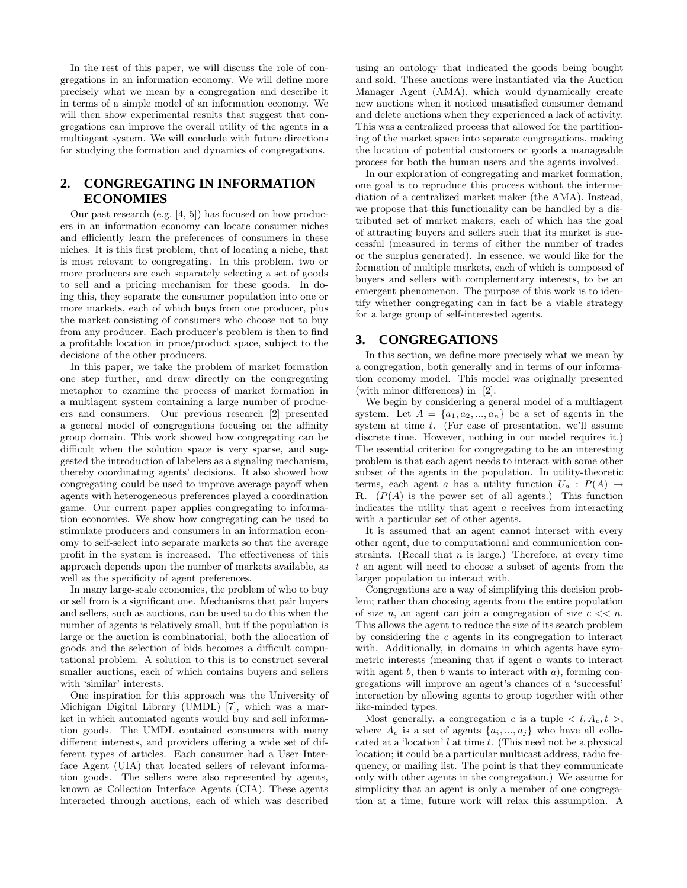In the rest of this paper, we will discuss the role of congregations in an information economy. We will define more precisely what we mean by a congregation and describe it in terms of a simple model of an information economy. We will then show experimental results that suggest that congregations can improve the overall utility of the agents in a multiagent system. We will conclude with future directions for studying the formation and dynamics of congregations.

## 2. CONGREGATING IN INFORMATION ECONOMIES

Our past research (e.g. [4, 5]) has focused on how producers in an information economy can locate consumer niches and efficiently learn the preferences of consumers in these niches. It is this first problem, that of locating a niche, that is most relevant to congregating. In this problem, two or more producers are each separately selecting a set of goods to sell and a pricing mechanism for these goods. In doing this, they separate the consumer population into one or more markets, each of which buys from one producer, plus the market consisting of consumers who choose not to buy from any producer. Each producer's problem is then to find a profitable location in price/product space, subject to the decisions of the other producers.

In this paper, we take the problem of market formation one step further, and draw directly on the congregating metaphor to examine the process of market formation in a multiagent system containing a large number of producers and consumers. Our previous research [2] presented a general model of congregations focusing on the affinity group domain. This work showed how congregating can be difficult when the solution space is very sparse, and suggested the introduction of labelers as a signaling mechanism, thereby coordinating agents' decisions. It also showed how congregating could be used to improve average payoff when agents with heterogeneous preferences played a coordination game. Our current paper applies congregating to information economies. We show how congregating can be used to stimulate producers and consumers in an information economy to self-select into separate markets so that the average profit in the system is increased. The effectiveness of this approach depends upon the number of markets available, as well as the specificity of agent preferences.

In many large-scale economies, the problem of who to buy or sell from is a significant one. Mechanisms that pair buyers and sellers, such as auctions, can be used to do this when the number of agents is relatively small, but if the population is large or the auction is combinatorial, both the allocation of goods and the selection of bids becomes a difficult computational problem. A solution to this is to construct several smaller auctions, each of which contains buyers and sellers with 'similar' interests.

One inspiration for this approach was the University of Michigan Digital Library (UMDL) [7], which was a market in which automated agents would buy and sell information goods. The UMDL contained consumers with many different interests, and providers offering a wide set of different types of articles. Each consumer had a User Interface Agent (UIA) that located sellers of relevant information goods. The sellers were also represented by agents, known as Collection Interface Agents (CIA). These agents interacted through auctions, each of which was described using an ontology that indicated the goods being bought and sold. These auctions were instantiated via the Auction Manager Agent (AMA), which would dynamically create new auctions when it noticed unsatisfied consumer demand and delete auctions when they experienced a lack of activity. This was a centralized process that allowed for the partitioning of the market space into separate congregations, making the location of potential customers or goods a manageable process for both the human users and the agents involved.

In our exploration of congregating and market formation, one goal is to reproduce this process without the intermediation of a centralized market maker (the AMA). Instead, we propose that this functionality can be handled by a distributed set of market makers, each of which has the goal of attracting buyers and sellers such that its market is successful (measured in terms of either the number of trades or the surplus generated). In essence, we would like for the formation of multiple markets, each of which is composed of buyers and sellers with complementary interests, to be an emergent phenomenon. The purpose of this work is to identify whether congregating can in fact be a viable strategy for a large group of self-interested agents.

## 3. CONGREGATIONS

In this section, we define more precisely what we mean by a congregation, both generally and in terms of our information economy model. This model was originally presented (with minor differences) in [2].

We begin by considering a general model of a multiagent system. Let $A = \{a_1, a_2, ..., a_n\}$ be a set of agents in the system at time $t$. (For ease of presentation, we'll assume discrete time. However, nothing in our model requires it.) The essential criterion for congregating to be an interesting problem is that each agent needs to interact with some other subset of the agents in the population. In utility-theoretic terms, each agent $a$ has a utility function $U_a : P(A) \rightarrow \mathbf{R}$. ($P(A)$ is the power set of all agents.) This function indicates the utility that agent $a$ receives from interacting with a particular set of other agents.

It is assumed that an agent cannot interact with every other agent, due to computational and communication constraints. (Recall that $n$ is large.) Therefore, at every time $t$ an agent will need to choose a subset of agents from the larger population to interact with.

Congregations are a way of simplifying this decision problem; rather than choosing agents from the entire population of size $n$, an agent can join a congregation of size $c << n$. This allows the agent to reduce the size of its search problem by considering the $c$ agents in its congregation to interact with. Additionally, in domains in which agents have symmetric interests (meaning that if agent $a$ wants to interact with agent $b$, then $b$ wants to interact with $a$), forming congregations will improve an agent's chances of a 'successful' interaction by allowing agents to group together with other like-minded types.

Most generally, a congregation $c$ is a tuple $< l, A_c, t >$, where $A_c$ is a set of agents $\{a_i, ..., a_j\}$ who have all collocated at a 'location' $l$ at time $t$. (This need not be a physical location; it could be a particular multicast address, radio frequency, or mailing list. The point is that they communicate only with other agents in the congregation.) We assume for simplicity that an agent is only a member of one congregation at a time; future work will relax this assumption. A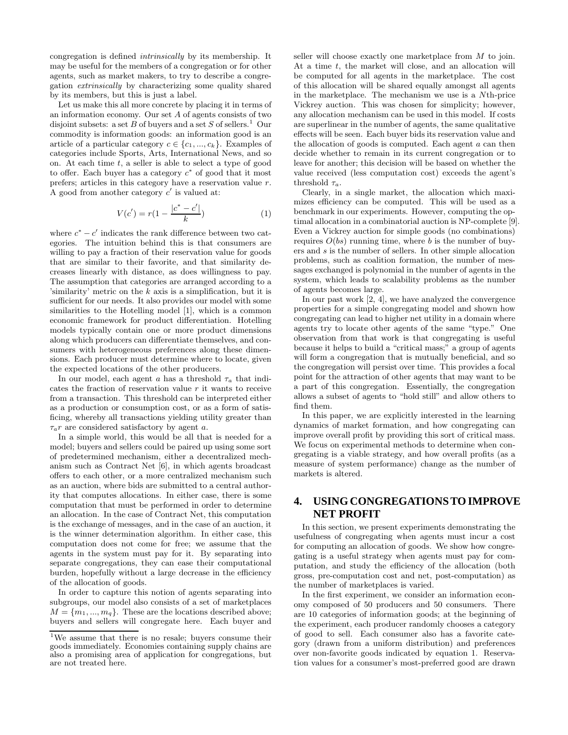congregation is defined *intrinsically* by its membership. It may be useful for the members of a congregation or for other agents, such as market makers, to try to describe a congregation *extrinsically* by characterizing some quality shared by its members, but this is just a label.

Let us make this all more concrete by placing it in terms of an information economy. Our set $A$ of agents consists of two disjoint subsets: a set $B$ of buyers and a set $S$ of sellers.[1] Our commodity is information goods: an information good is an article of a particular category $c \in \{c_1, ..., c_k\}$. Examples of categories include Sports, Arts, International News, and so on. At each time $t$, a seller is able to select a type of good to offer. Each buyer has a category $c^*$ of good that it most prefers; articles in this category have a reservation value $r$. A good from another category $c'$ is valued at:

$$V(c') = r(1 - \frac{|c^* - c'|}{k}) \quad (1)$$

where $c^* - c'$ indicates the rank difference between two categories. The intuition behind this is that consumers are willing to pay a fraction of their reservation value for goods that are similar to their favorite, and that similarity decreases linearly with distance, as does willingness to pay. The assumption that categories are arranged according to a 'similarity' metric on the $k$ axis is a simplification, but it is sufficient for our needs. It also provides our model with some similarities to the Hotelling model [1], which is a common economic framework for product differentiation. Hotelling models typically contain one or more product dimensions along which producers can differentiate themselves, and consumers with heterogeneous preferences along these dimensions. Each producer must determine where to locate, given the expected locations of the other producers.

In our model, each agent $a$ has a threshold $\tau_a$ that indicates the fraction of reservation value $r$ it wants to receive from a transaction. This threshold can be interpreted either as a production or consumption cost, or as a form of satisficing, whereby all transactions yielding utility greater than $\tau_a r$ are considered satisfactory by agent $a$.

In a simple world, this would be all that is needed for a model; buyers and sellers could be paired up using some sort of predetermined mechanism, either a decentralized mechanism such as Contract Net [6], in which agents broadcast offers to each other, or a more centralized mechanism such as an auction, where bids are submitted to a central authority that computes allocations. In either case, there is some computation that must be performed in order to determine an allocation. In the case of Contract Net, this computation is the exchange of messages, and in the case of an auction, it is the winner determination algorithm. In either case, this computation does not come for free; we assume that the agents in the system must pay for it. By separating into separate congregations, they can ease their computational burden, hopefully without a large decrease in the efficiency of the allocation of goods.

In order to capture this notion of agents separating into subgroups, our model also consists of a set of marketplaces $M = \{m_1, ..., m_q\}$. These are the locations described above; buyers and sellers will congregate here. Each buyer and seller will choose exactly one marketplace from $M$ to join. At a time $t$, the market will close, and an allocation will be computed for all agents in the marketplace. The cost of this allocation will be shared equally amongst all agents in the marketplace. The mechanism we use is a $N$th-price Vickrey auction. This was chosen for simplicity; however, any allocation mechanism can be used in this model. If costs are superlinear in the number of agents, the same qualitative effects will be seen. Each buyer bids its reservation value and the allocation of goods is computed. Each agent $a$ can then decide whether to remain in its current congregation or to leave for another; this decision will be based on whether the value received (less computation cost) exceeds the agent's threshold $\tau_a$.

Clearly, in a single market, the allocation which maximizes efficiency can be computed. This will be used as a benchmark in our experiments. However, computing the optimal allocation in a combinatorial auction is NP-complete [9]. Even a Vickrey auction for simple goods (no combinations) requires $O(bs)$ running time, where $b$ is the number of buyers and $s$ is the number of sellers. In other simple allocation problems, such as coalition formation, the number of messages exchanged is polynomial in the number of agents in the system, which leads to scalability problems as the number of agents becomes large.

In our past work [2, 4], we have analyzed the convergence properties for a simple congregating model and shown how congregating can lead to higher net utility in a domain where agents try to locate other agents of the same "type." One observation from that work is that congregating is useful because it helps to build a "critical mass;" a group of agents will form a congregation that is mutually beneficial, and so the congregation will persist over time. This provides a focal point for the attraction of other agents that may want to be a part of this congregation. Essentially, the congregation allows a subset of agents to "hold still" and allow others to find them.

In this paper, we are explicitly interested in the learning dynamics of market formation, and how congregating can improve overall profit by providing this sort of critical mass. We focus on experimental methods to determine when congregating is a viable strategy, and how overall profits (as a measure of system performance) change as the number of markets is altered.

## 4. USING CONGREGATIONS TO IMPROVE NET PROFIT

In this section, we present experiments demonstrating the usefulness of congregating when agents must incur a cost for computing an allocation of goods. We show how congregating is a useful strategy when agents must pay for computation, and study the efficiency of the allocation (both gross, pre-computation cost and net, post-computation) as the number of marketplaces is varied.

In the first experiment, we consider an information economy composed of 50 producers and 50 consumers. There are 10 categories of information goods; at the beginning of the experiment, each producer randomly chooses a category of good to sell. Each consumer also has a favorite category (drawn from a uniform distribution) and preferences over non-favorite goods indicated by equation 1. Reservation values for a consumer's most-preferred good are drawn

[1] We assume that there is no resale; buyers consume their goods immediately. Economies containing supply chains are also a promising area of application for congregations, but are not treated here.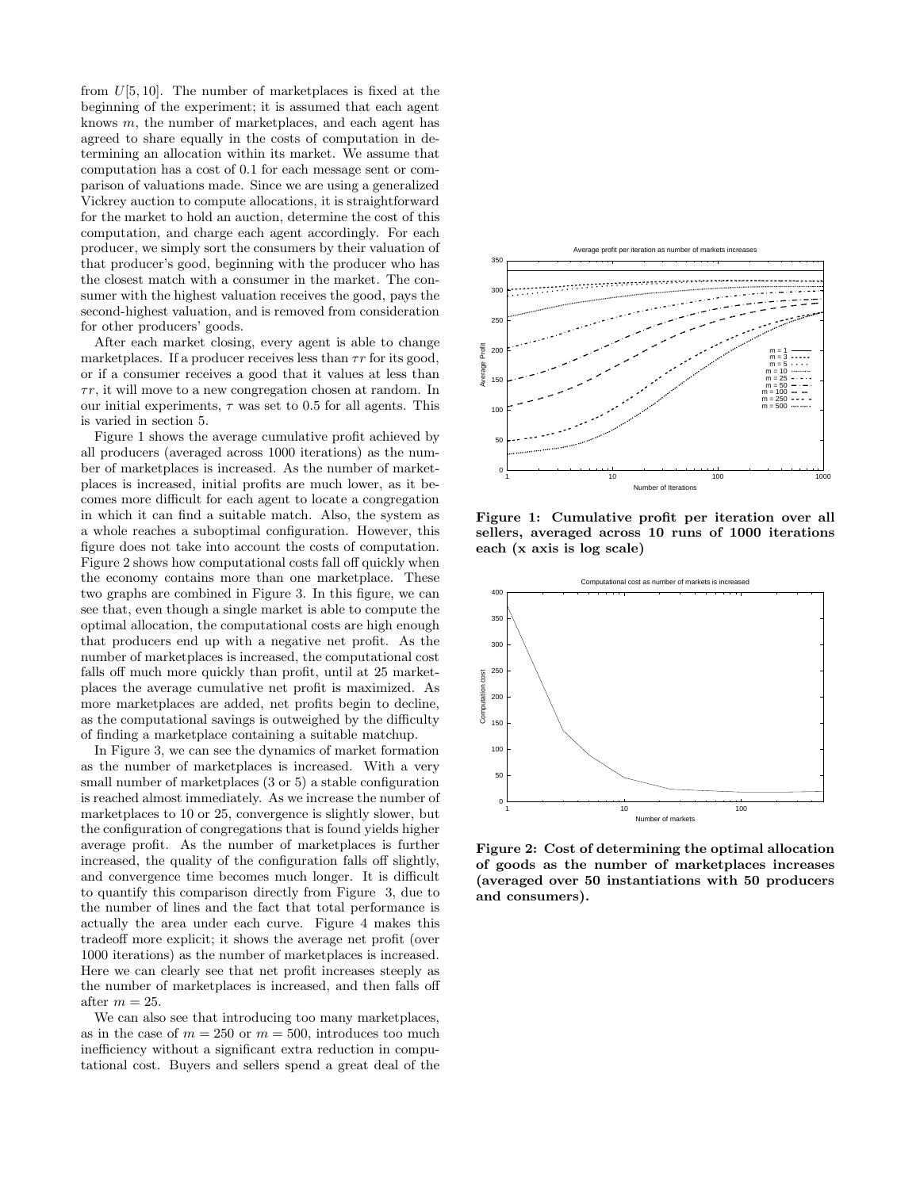from $U[5, 10]$. The number of marketplaces is fixed at the beginning of the experiment; it is assumed that each agent knows $m$, the number of marketplaces, and each agent has agreed to share equally in the costs of computation in determining an allocation within its market. We assume that computation has a cost of 0.1 for each message sent or comparison of valuations made. Since we are using a generalized Vickrey auction to compute allocations, it is straightforward for the market to hold an auction, determine the cost of this computation, and charge each agent accordingly. For each producer, we simply sort the consumers by their valuation of that producer's good, beginning with the producer who has the closest match with a consumer in the market. The consumer with the highest valuation receives the good, pays the second-highest valuation, and is removed from consideration for other producers' goods.

After each market closing, every agent is able to change marketplaces. If a producer receives less than $\tau r$ for its good, or if a consumer receives a good that it values at less than $\tau r$, it will move to a new congregation chosen at random. In our initial experiments, $\tau$ was set to 0.5 for all agents. This is varied in section 5.

Figure 1 shows the average cumulative profit achieved by all producers (averaged across 1000 iterations) as the number of marketplaces is increased. As the number of marketplaces is increased, initial profits are much lower, as it becomes more difficult for each agent to locate a congregation in which it can find a suitable match. Also, the system as a whole reaches a suboptimal configuration. However, this figure does not take into account the costs of computation. Figure 2 shows how computational costs fall off quickly when the economy contains more than one marketplace. These two graphs are combined in Figure 3. In this figure, we can see that, even though a single market is able to compute the optimal allocation, the computational costs are high enough that producers end up with a negative net profit. As the number of marketplaces is increased, the computational cost falls off much more quickly than profit, until at 25 marketplaces the average cumulative net profit is maximized. As more marketplaces are added, net profits begin to decline, as the computational savings is outweighed by the difficulty of finding a marketplace containing a suitable matchup.

In Figure 3, we can see the dynamics of market formation as the number of marketplaces is increased. With a very small number of marketplaces (3 or 5) a stable configuration is reached almost immediately. As we increase the number of marketplaces to 10 or 25, convergence is slightly slower, but the configuration of congregations that is found yields higher average profit. As the number of marketplaces is further increased, the quality of the configuration falls off slightly, and convergence time becomes much longer. It is difficult to quantify this comparison directly from Figure 3, due to the number of lines and the fact that total performance is actually the area under each curve. Figure 4 makes this tradeoff more explicit; it shows the average net profit (over 1000 iterations) as the number of marketplaces is increased. Here we can clearly see that net profit increases steeply as the number of marketplaces is increased, and then falls off after $m = 25$.

We can also see that introducing too many marketplaces, as in the case of $m = 250$ or $m = 500$, introduces too much inefficiency without a significant extra reduction in computational cost. Buyers and sellers spend a great deal of the

**Figure 1: Cumulative profit per iteration over all sellers, averaged across 10 runs of 1000 iterations each (x axis is log scale)**

**Figure 2: Cost of determining the optimal allocation of goods as the number of marketplaces increases (averaged over 50 instantiations with 50 producers and consumers).**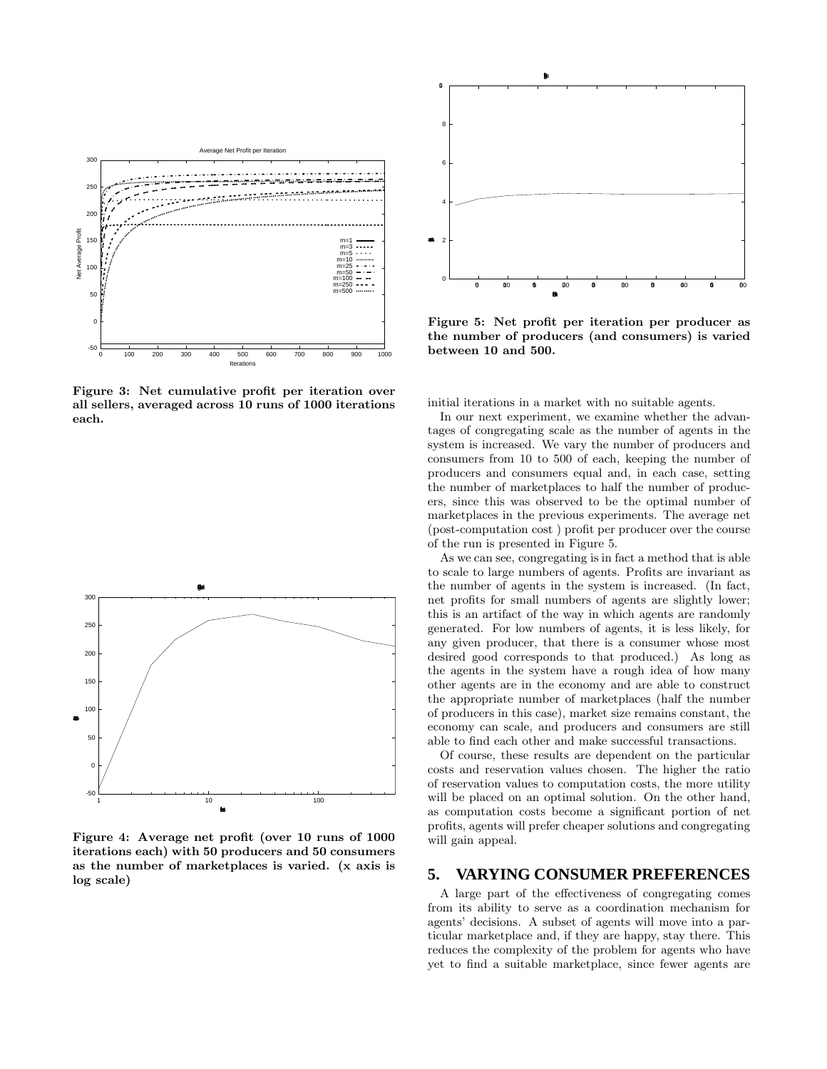Figure 3: Net cumulative profit per iteration over all sellers, averaged across 10 runs of 1000 iterations each.

Figure 4: Average net profit (over 10 runs of 1000 iterations each) with 50 producers and 50 consumers as the number of marketplaces is varied. (x axis is log scale)

Figure 5: Net profit per iteration per producer as the number of producers (and consumers) is varied between 10 and 500.

initial iterations in a market with no suitable agents.

In our next experiment, we examine whether the advantages of congregating scale as the number of agents in the system is increased. We vary the number of producers and consumers from 10 to 500 of each, keeping the number of producers and consumers equal and, in each case, setting the number of marketplaces to half the number of producers, since this was observed to be the optimal number of marketplaces in the previous experiments. The average net (post-computation cost ) profit per producer over the course of the run is presented in Figure 5.

As we can see, congregating is in fact a method that is able to scale to large numbers of agents. Profits are invariant as the number of agents in the system is increased. (In fact, net profits for small numbers of agents are slightly lower; this is an artifact of the way in which agents are randomly generated. For low numbers of agents, it is less likely, for any given producer, that there is a consumer whose most desired good corresponds to that produced.) As long as the agents in the system have a rough idea of how many other agents are in the economy and are able to construct the appropriate number of marketplaces (half the number of producers in this case), market size remains constant, the economy can scale, and producers and consumers are still able to find each other and make successful transactions.

Of course, these results are dependent on the particular costs and reservation values chosen. The higher the ratio of reservation values to computation costs, the more utility will be placed on an optimal solution. On the other hand, as computation costs become a significant portion of net profits, agents will prefer cheaper solutions and congregating will gain appeal.

## 5. VARYING CONSUMER PREFERENCES

A large part of the effectiveness of congregating comes from its ability to serve as a coordination mechanism for agents' decisions. A subset of agents will move into a particular marketplace and, if they are happy, stay there. This reduces the complexity of the problem for agents who have yet to find a suitable marketplace, since fewer agents are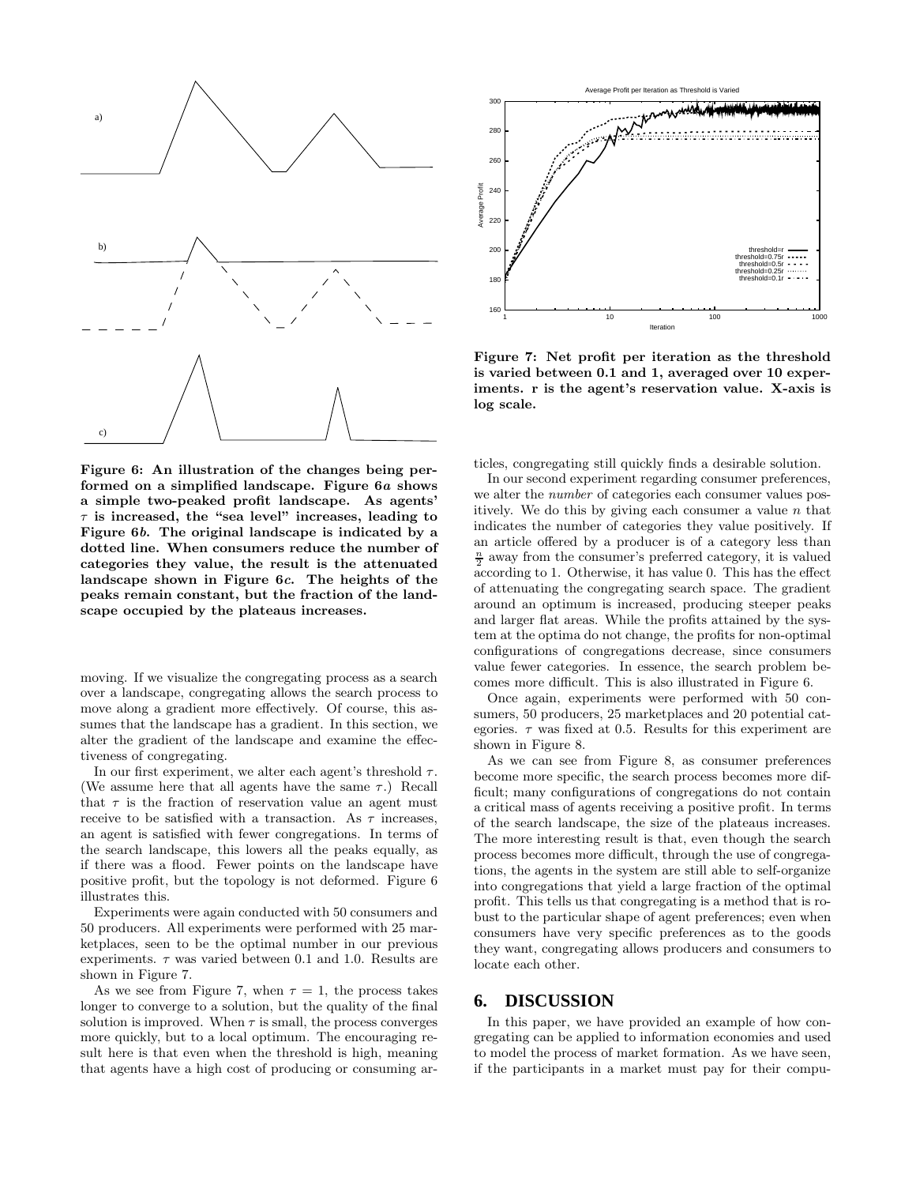Figure 6: An illustration of the changes being performed on a simplified landscape. Figure 6*a* shows a simple two-peaked profit landscape. As agents' $\tau$ is increased, the "sea level" increases, leading to Figure 6*b*. The original landscape is indicated by a dotted line. When consumers reduce the number of categories they value, the result is the attenuated landscape shown in Figure 6*c*. The heights of the peaks remain constant, but the fraction of the landscape occupied by the plateaus increases.

moving. If we visualize the congregating process as a search over a landscape, congregating allows the search process to move along a gradient more effectively. Of course, this assumes that the landscape has a gradient. In this section, we alter the gradient of the landscape and examine the effectiveness of congregating.

In our first experiment, we alter each agent's threshold $\tau$. (We assume here that all agents have the same $\tau$.) Recall that $\tau$ is the fraction of reservation value an agent must receive to be satisfied with a transaction. As $\tau$ increases, an agent is satisfied with fewer congregations. In terms of the search landscape, this lowers all the peaks equally, as if there was a flood. Fewer points on the landscape have positive profit, but the topology is not deformed. Figure 6 illustrates this.

Experiments were again conducted with 50 consumers and 50 producers. All experiments were performed with 25 marketplaces, seen to be the optimal number in our previous experiments. $\tau$ was varied between 0.1 and 1.0. Results are shown in Figure 7.

As we see from Figure 7, when $\tau = 1$, the process takes longer to converge to a solution, but the quality of the final solution is improved. When $\tau$ is small, the process converges more quickly, but to a local optimum. The encouraging result here is that even when the threshold is high, meaning that agents have a high cost of producing or consuming articles, congregating still quickly finds a desirable solution.

Figure 7: Net profit per iteration as the threshold is varied between 0.1 and 1, averaged over 10 experiments. r is the agent's reservation value. X-axis is log scale.

In our second experiment regarding consumer preferences, we alter the *number* of categories each consumer values positively. We do this by giving each consumer a value $n$ that indicates the number of categories they value positively. If an article offered by a producer is of a category less than $\frac{n}{2}$ away from the consumer's preferred category, it is valued according to 1. Otherwise, it has value 0. This has the effect of attenuating the congregating search space. The gradient around an optimum is increased, producing steeper peaks and larger flat areas. While the profits attained by the system at the optima do not change, the profits for non-optimal configurations of congregations decrease, since consumers value fewer categories. In essence, the search problem becomes more difficult. This is also illustrated in Figure 6.

Once again, experiments were performed with 50 consumers, 50 producers, 25 marketplaces and 20 potential categories. $\tau$ was fixed at 0.5. Results for this experiment are shown in Figure 8.

As we can see from Figure 8, as consumer preferences become more specific, the search process becomes more difficult; many configurations of congregations do not contain a critical mass of agents receiving a positive profit. In terms of the search landscape, the size of the plateaus increases. The more interesting result is that, even though the search process becomes more difficult, through the use of congregations, the agents in the system are still able to self-organize into congregations that yield a large fraction of the optimal profit. This tells us that congregating is a method that is robust to the particular shape of agent preferences; even when consumers have very specific preferences as to the goods they want, congregating allows producers and consumers to locate each other.

## 6. DISCUSSION

In this paper, we have provided an example of how congregating can be applied to information economies and used to model the process of market formation. As we have seen, if the participants in a market must pay for their compu-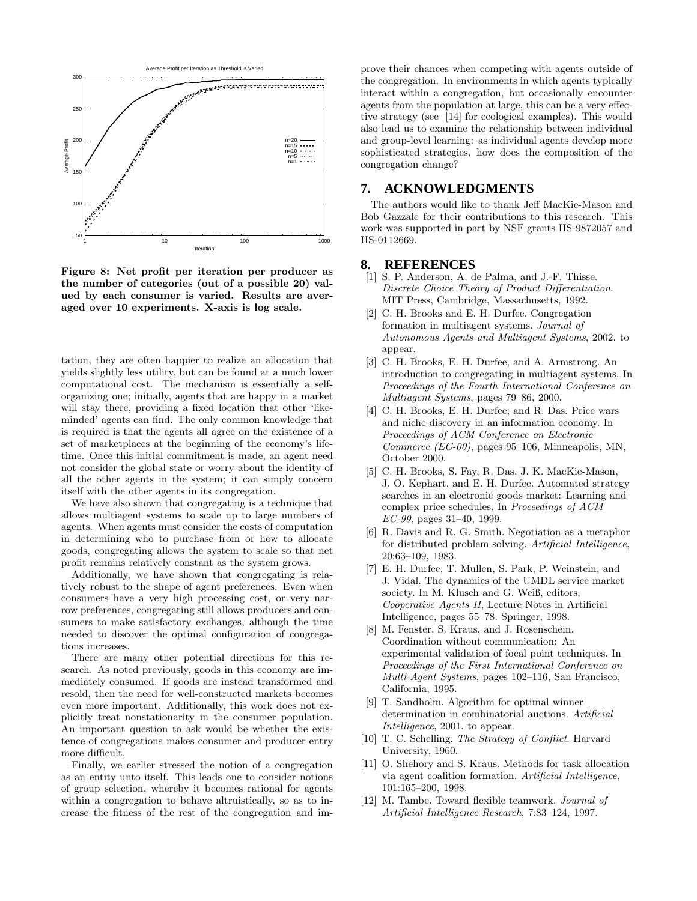Average Profit per Iteration as Threshold is Varied

300

250

200

150

100

50

Average Profit

1

10

100

1000

Iteration

n=20
n=15
n=10
n=5
n=1

**Figure 8: Net profit per iteration per producer as the number of categories (out of a possible 20) valued by each consumer is varied. Results are averaged over 10 experiments. X-axis is log scale.**

tation, they are often happier to realize an allocation that yields slightly less utility, but can be found at a much lower computational cost. The mechanism is essentially a self-organizing one; initially, agents that are happy in a market will stay there, providing a fixed location that other 'like-minded' agents can find. The only common knowledge that is required is that the agents all agree on the existence of a set of marketplaces at the beginning of the economy's lifetime. Once this initial commitment is made, an agent need not consider the global state or worry about the identity of all the other agents in the system; it can simply concern itself with the other agents in its congregation.

We have also shown that congregating is a technique that allows multiagent systems to scale up to large numbers of agents. When agents must consider the costs of computation in determining who to purchase from or how to allocate goods, congregating allows the system to scale so that net profit remains relatively constant as the system grows.

Additionally, we have shown that congregating is relatively robust to the shape of agent preferences. Even when consumers have a very high processing cost, or very narrow preferences, congregating still allows producers and consumers to make satisfactory exchanges, although the time needed to discover the optimal configuration of congregations increases.

There are many other potential directions for this research. As noted previously, goods in this economy are immediately consumed. If goods are instead transformed and resold, then the need for well-constructed markets becomes even more important. Additionally, this work does not explicitly treat nonstationarity in the consumer population. An important question to ask would be whether the existence of congregations makes consumer and producer entry more difficult.

Finally, we earlier stressed the notion of a congregation as an entity unto itself. This leads one to consider notions of group selection, whereby it becomes rational for agents within a congregation to behave altruistically, so as to increase the fitness of the rest of the congregation and improve their chances when competing with agents outside of the congregation. In environments in which agents typically interact within a congregation, but occasionally encounter agents from the population at large, this can be a very effective strategy (see [14] for ecological examples). This would also lead us to examine the relationship between individual and group-level learning: as individual agents develop more sophisticated strategies, how does the composition of the congregation change?

## 7. ACKNOWLEDGMENTS

The authors would like to thank Jeff MacKie-Mason and Bob Gazzale for their contributions to this research. This work was supported in part by NSF grants IIS-9872057 and IIS-0112669.

## 8. REFERENCES

[1] S. P. Anderson, A. de Palma, and J.-F. Thisse. *Discrete Choice Theory of Product Differentiation*. MIT Press, Cambridge, Massachusetts, 1992.

[2] C. H. Brooks and E. H. Durfee. Congregation formation in multiagent systems. *Journal of Autonomous Agents and Multiagent Systems*, 2002. to appear.

[3] C. H. Brooks, E. H. Durfee, and A. Armstrong. An introduction to congregating in multiagent systems. In *Proceedings of the Fourth International Conference on Multiagent Systems*, pages 79–86, 2000.

[4] C. H. Brooks, E. H. Durfee, and R. Das. Price wars and niche discovery in an information economy. In *Proceedings of ACM Conference on Electronic Commerce (EC-00)*, pages 95–106, Minneapolis, MN, October 2000.

[5] C. H. Brooks, S. Fay, R. Das, J. K. MacKie-Mason, J. O. Kephart, and E. H. Durfee. Automated strategy searches in an electronic goods market: Learning and complex price schedules. In *Proceedings of ACM EC-99*, pages 31–40, 1999.

[6] R. Davis and R. G. Smith. Negotiation as a metaphor for distributed problem solving. *Artificial Intelligence*, 20:63–109, 1983.

[7] E. H. Durfee, T. Mullen, S. Park, P. Weinstein, and J. Vidal. The dynamics of the UMDL service market society. In M. Klusch and G. Weiß, editors, *Cooperative Agents II*, Lecture Notes in Artificial Intelligence, pages 55–78. Springer, 1998.

[8] M. Fenster, S. Kraus, and J. Rosenschein. Coordination without communication: An experimental validation of focal point techniques. In *Proceedings of the First International Conference on Multi-Agent Systems*, pages 102–116, San Francisco, California, 1995.

[9] T. Sandholm. Algorithm for optimal winner determination in combinatorial auctions. *Artificial Intelligence*, 2001. to appear.

[10] T. C. Schelling. *The Strategy of Conflict*. Harvard University, 1960.

[11] O. Shehory and S. Kraus. Methods for task allocation via agent coalition formation. *Artificial Intelligence*, 101:165–200, 1998.

[12] M. Tambe. Toward flexible teamwork. *Journal of Artificial Intelligence Research*, 7:83–124, 1997.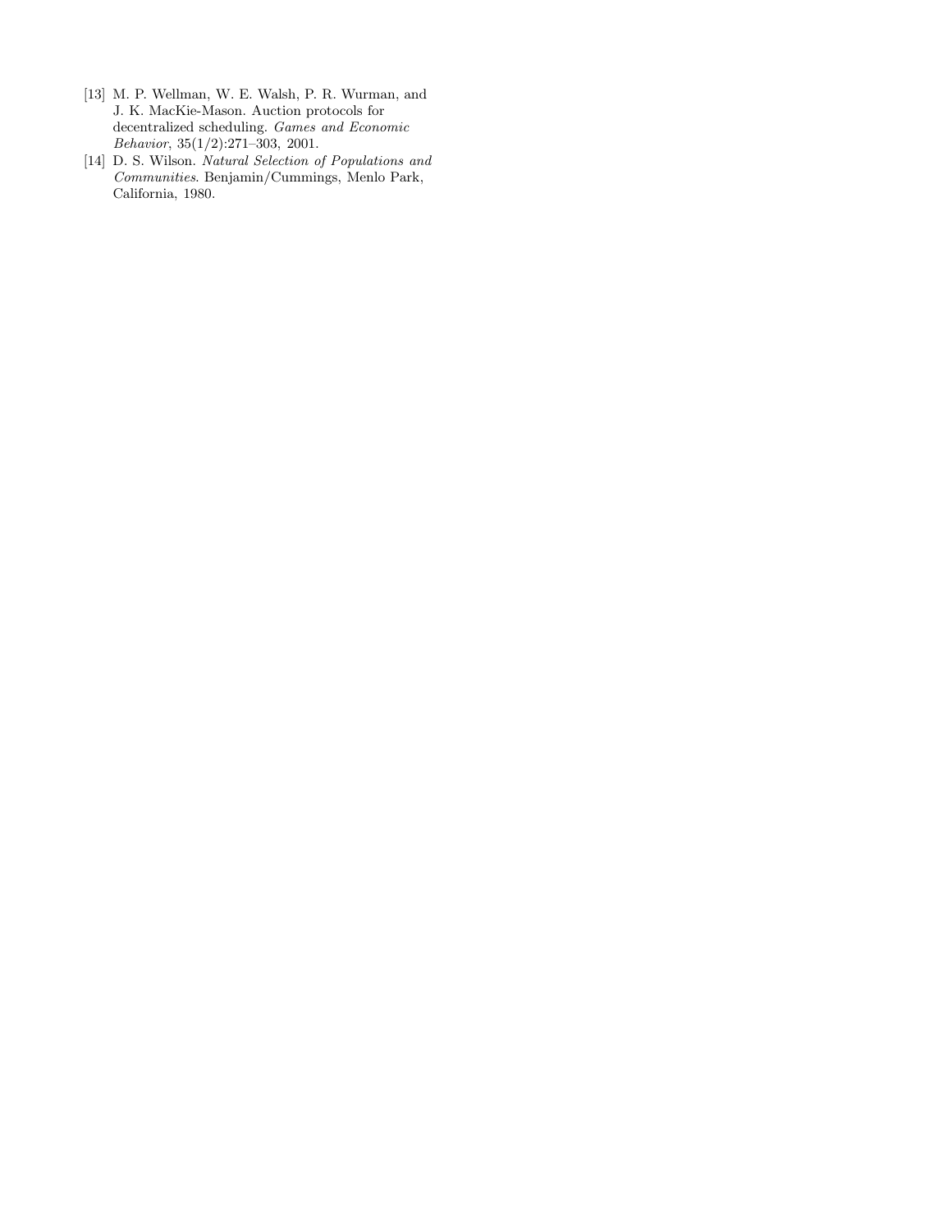[13] M. P. Wellman, W. E. Walsh, P. R. Wurman, and J. K. MacKie-Mason. Auction protocols for decentralized scheduling. *Games and Economic Behavior*, 35(1/2):271–303, 2001.

[14] D. S. Wilson. *Natural Selection of Populations and Communities*. Benjamin/Cummings, Menlo Park, California, 1980.